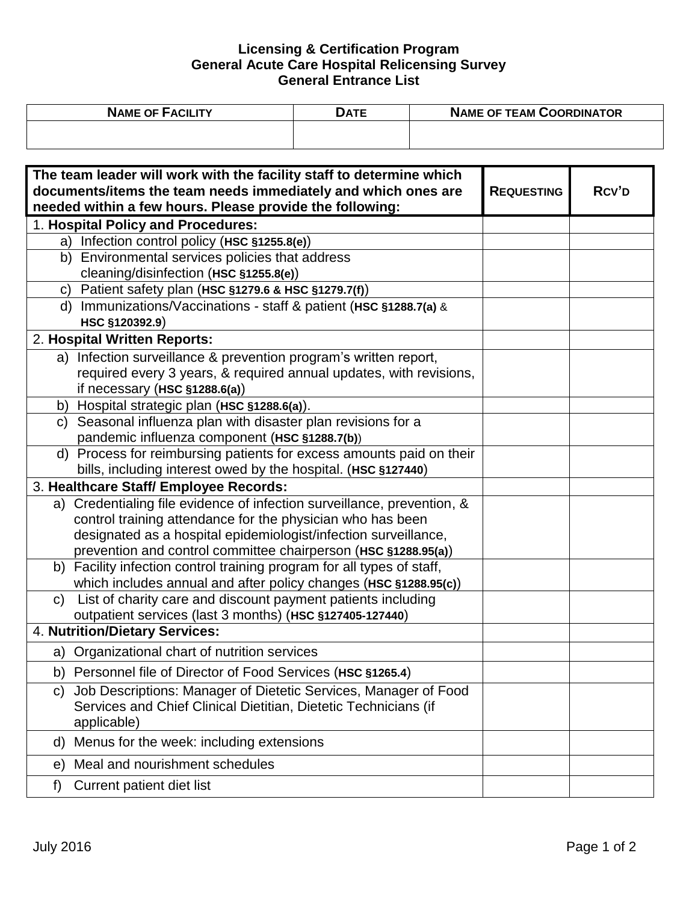**Licensing & Certification Program**
**General Acute Care Hospital Relicensing Survey**
**General Entrance List**

| NAME OF FACILITY | DATE | NAME OF TEAM COORDINATOR |
|---|---|---|
| | | |

| **The team leader will work with the facility staff to determine which documents/items the team needs immediately and which ones are needed within a few hours. Please provide the following:** | **REQUESTING** | **RCV'D** |
|---|---|---|
| 1. **Hospital Policy and Procedures:** | | |
| a) Infection control policy (**HSC §1255.8(e)**) | | |
| b) Environmental services policies that address cleaning/disinfection (**HSC §1255.8(e)**) | | |
| c) Patient safety plan (**HSC §1279.6 & HSC §1279.7(f)**) | | |
| d) Immunizations/Vaccinations - staff & patient (**HSC §1288.7(a)** & **HSC §120392.9**) | | |
| 2. **Hospital Written Reports:** | | |
| a) Infection surveillance & prevention program's written report, required every 3 years, & required annual updates, with revisions, if necessary (**HSC §1288.6(a)**) | | |
| b) Hospital strategic plan (**HSC §1288.6(a)**). | | |
| c) Seasonal influenza plan with disaster plan revisions for a pandemic influenza component (**HSC §1288.7(b)**) | | |
| d) Process for reimbursing patients for excess amounts paid on their bills, including interest owed by the hospital. (**HSC §127440**) | | |
| 3. **Healthcare Staff/ Employee Records:** | | |
| a) Credentialing file evidence of infection surveillance, prevention, & control training attendance for the physician who has been designated as a hospital epidemiologist/infection surveillance, prevention and control committee chairperson (**HSC §1288.95(a)**) | | |
| b) Facility infection control training program for all types of staff, which includes annual and after policy changes (**HSC §1288.95(c)**) | | |
| c) List of charity care and discount payment patients including outpatient services (last 3 months) (**HSC §127405-127440**) | | |
| 4. **Nutrition/Dietary Services:** | | |
| a) Organizational chart of nutrition services | | |
| b) Personnel file of Director of Food Services (**HSC §1265.4**) | | |
| c) Job Descriptions: Manager of Dietetic Services, Manager of Food Services and Chief Clinical Dietitian, Dietetic Technicians (if applicable) | | |
| d) Menus for the week: including extensions | | |
| e) Meal and nourishment schedules | | |
| f) Current patient diet list | | |

July 2016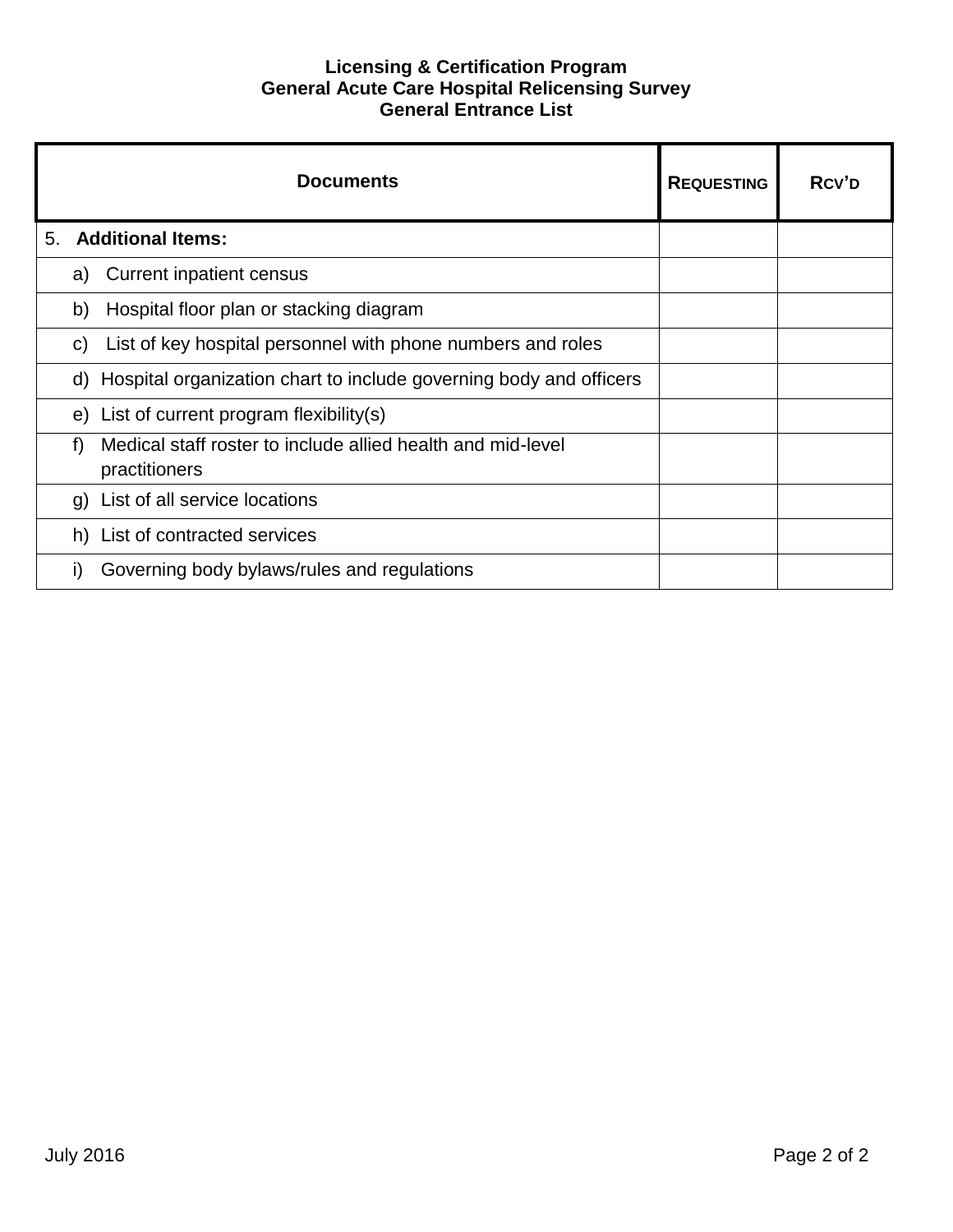**Licensing & Certification Program**
**General Acute Care Hospital Relicensing Survey**
**General Entrance List**

| Documents | REQUESTING | RCV'D |
|---|---|---|
| 5. **Additional Items:** | | |
| a) Current inpatient census | | |
| b) Hospital floor plan or stacking diagram | | |
| c) List of key hospital personnel with phone numbers and roles | | |
| d) Hospital organization chart to include governing body and officers | | |
| e) List of current program flexibility(s) | | |
| f) Medical staff roster to include allied health and mid-level practitioners | | |
| g) List of all service locations | | |
| h) List of contracted services | | |
| i) Governing body bylaws/rules and regulations | | |

July 2016